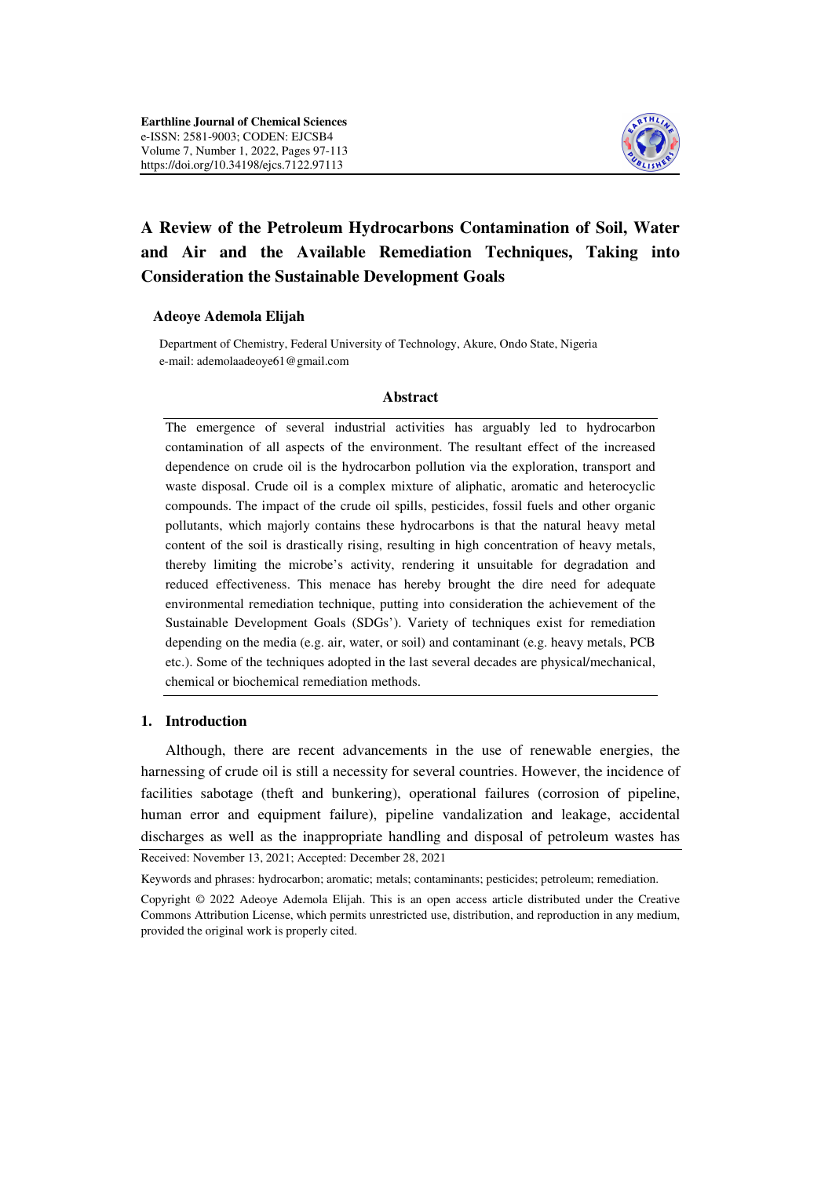Earthline Journal of Chemical Sciences
e-ISSN: 2581-9003; CODEN: EJCSB4
Volume 7, Number 1, 2022, Pages 97-113
https://doi.org/10.34198/ejcs.7122.97113

# A Review of the Petroleum Hydrocarbons Contamination of Soil, Water and Air and the Available Remediation Techniques, Taking into Consideration the Sustainable Development Goals

**Adeoye Ademola Elijah**

Department of Chemistry, Federal University of Technology, Akure, Ondo State, Nigeria
e-mail: ademolaadeoye61@gmail.com

## Abstract

The emergence of several industrial activities has arguably led to hydrocarbon contamination of all aspects of the environment. The resultant effect of the increased dependence on crude oil is the hydrocarbon pollution via the exploration, transport and waste disposal. Crude oil is a complex mixture of aliphatic, aromatic and heterocyclic compounds. The impact of the crude oil spills, pesticides, fossil fuels and other organic pollutants, which majorly contains these hydrocarbons is that the natural heavy metal content of the soil is drastically rising, resulting in high concentration of heavy metals, thereby limiting the microbe's activity, rendering it unsuitable for degradation and reduced effectiveness. This menace has hereby brought the dire need for adequate environmental remediation technique, putting into consideration the achievement of the Sustainable Development Goals (SDGs'). Variety of techniques exist for remediation depending on the media (e.g. air, water, or soil) and contaminant (e.g. heavy metals, PCB etc.). Some of the techniques adopted in the last several decades are physical/mechanical, chemical or biochemical remediation methods.

## 1. Introduction

Although, there are recent advancements in the use of renewable energies, the harnessing of crude oil is still a necessity for several countries. However, the incidence of facilities sabotage (theft and bunkering), operational failures (corrosion of pipeline, human error and equipment failure), pipeline vandalization and leakage, accidental discharges as well as the inappropriate handling and disposal of petroleum wastes has

Received: November 13, 2021; Accepted: December 28, 2021

Keywords and phrases: hydrocarbon; aromatic; metals; contaminants; pesticides; petroleum; remediation.

Copyright © 2022 Adeoye Ademola Elijah. This is an open access article distributed under the Creative Commons Attribution License, which permits unrestricted use, distribution, and reproduction in any medium, provided the original work is properly cited.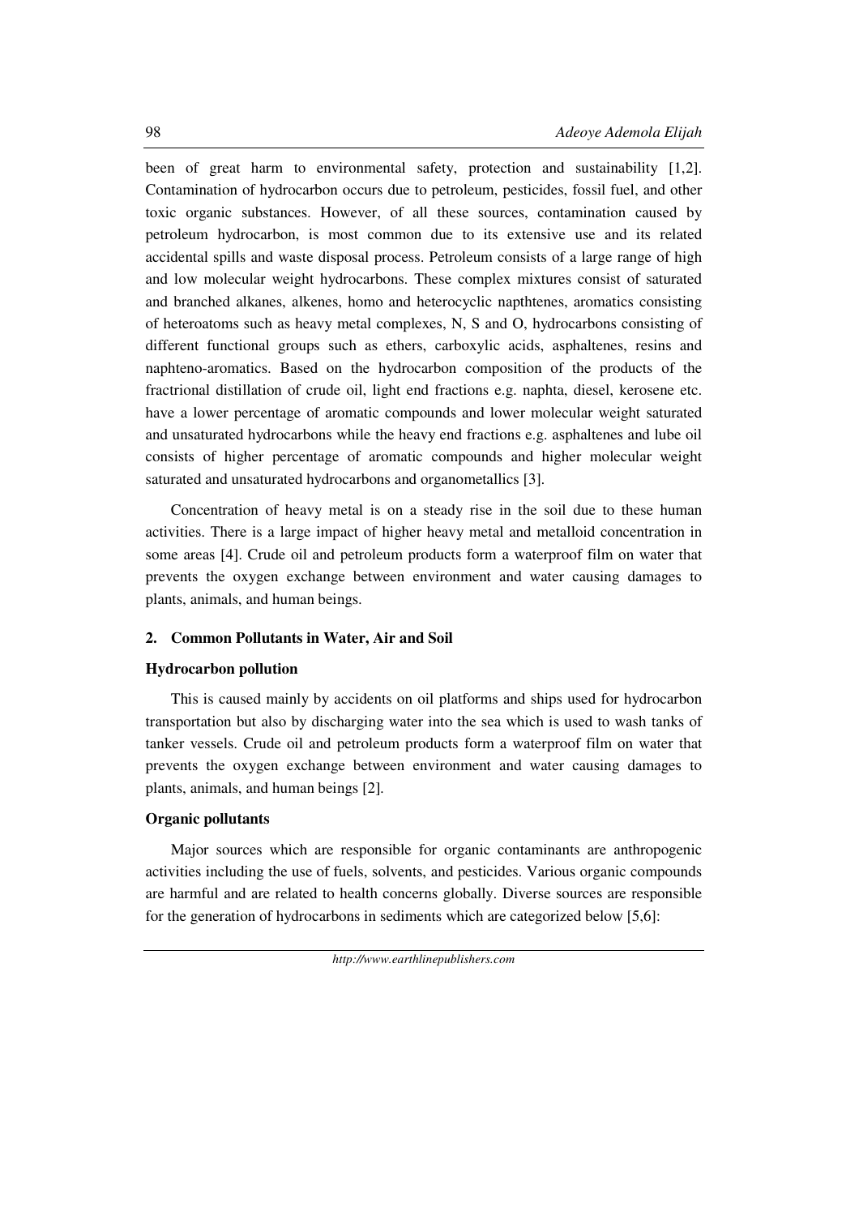been of great harm to environmental safety, protection and sustainability [1,2]. Contamination of hydrocarbon occurs due to petroleum, pesticides, fossil fuel, and other toxic organic substances. However, of all these sources, contamination caused by petroleum hydrocarbon, is most common due to its extensive use and its related accidental spills and waste disposal process. Petroleum consists of a large range of high and low molecular weight hydrocarbons. These complex mixtures consist of saturated and branched alkanes, alkenes, homo and heterocyclic napthtenes, aromatics consisting of heteroatoms such as heavy metal complexes, N, S and O, hydrocarbons consisting of different functional groups such as ethers, carboxylic acids, asphaltenes, resins and naphteno-aromatics. Based on the hydrocarbon composition of the products of the fractrional distillation of crude oil, light end fractions e.g. naphta, diesel, kerosene etc. have a lower percentage of aromatic compounds and lower molecular weight saturated and unsaturated hydrocarbons while the heavy end fractions e.g. asphaltenes and lube oil consists of higher percentage of aromatic compounds and higher molecular weight saturated and unsaturated hydrocarbons and organometallics [3].

Concentration of heavy metal is on a steady rise in the soil due to these human activities. There is a large impact of higher heavy metal and metalloid concentration in some areas [4]. Crude oil and petroleum products form a waterproof film on water that prevents the oxygen exchange between environment and water causing damages to plants, animals, and human beings.

## 2. Common Pollutants in Water, Air and Soil

### Hydrocarbon pollution

This is caused mainly by accidents on oil platforms and ships used for hydrocarbon transportation but also by discharging water into the sea which is used to wash tanks of tanker vessels. Crude oil and petroleum products form a waterproof film on water that prevents the oxygen exchange between environment and water causing damages to plants, animals, and human beings [2].

### Organic pollutants

Major sources which are responsible for organic contaminants are anthropogenic activities including the use of fuels, solvents, and pesticides. Various organic compounds are harmful and are related to health concerns globally. Diverse sources are responsible for the generation of hydrocarbons in sediments which are categorized below [5,6]: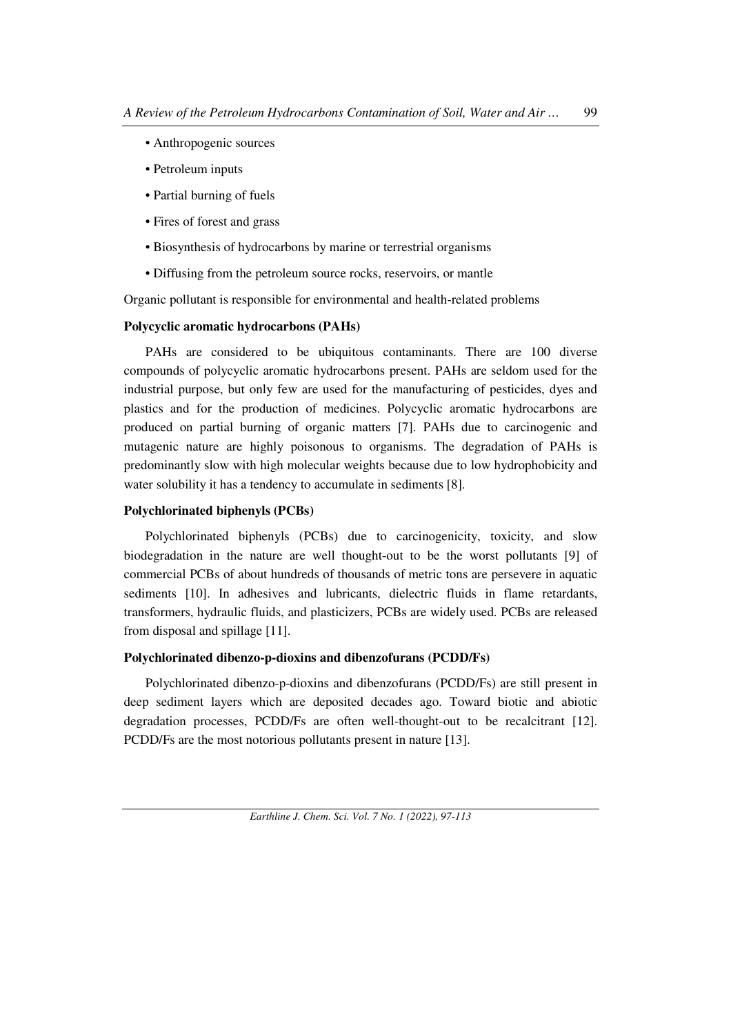- Anthropogenic sources
- Petroleum inputs
- Partial burning of fuels
- Fires of forest and grass
- Biosynthesis of hydrocarbons by marine or terrestrial organisms
- Diffusing from the petroleum source rocks, reservoirs, or mantle

Organic pollutant is responsible for environmental and health-related problems

**Polycyclic aromatic hydrocarbons (PAHs)**

PAHs are considered to be ubiquitous contaminants. There are 100 diverse compounds of polycyclic aromatic hydrocarbons present. PAHs are seldom used for the industrial purpose, but only few are used for the manufacturing of pesticides, dyes and plastics and for the production of medicines. Polycyclic aromatic hydrocarbons are produced on partial burning of organic matters [7]. PAHs due to carcinogenic and mutagenic nature are highly poisonous to organisms. The degradation of PAHs is predominantly slow with high molecular weights because due to low hydrophobicity and water solubility it has a tendency to accumulate in sediments [8].

**Polychlorinated biphenyls (PCBs)**

Polychlorinated biphenyls (PCBs) due to carcinogenicity, toxicity, and slow biodegradation in the nature are well thought-out to be the worst pollutants [9] of commercial PCBs of about hundreds of thousands of metric tons are persevere in aquatic sediments [10]. In adhesives and lubricants, dielectric fluids in flame retardants, transformers, hydraulic fluids, and plasticizers, PCBs are widely used. PCBs are released from disposal and spillage [11].

**Polychlorinated dibenzo-p-dioxins and dibenzofurans (PCDD/Fs)**

Polychlorinated dibenzo-p-dioxins and dibenzofurans (PCDD/Fs) are still present in deep sediment layers which are deposited decades ago. Toward biotic and abiotic degradation processes, PCDD/Fs are often well-thought-out to be recalcitrant [12]. PCDD/Fs are the most notorious pollutants present in nature [13].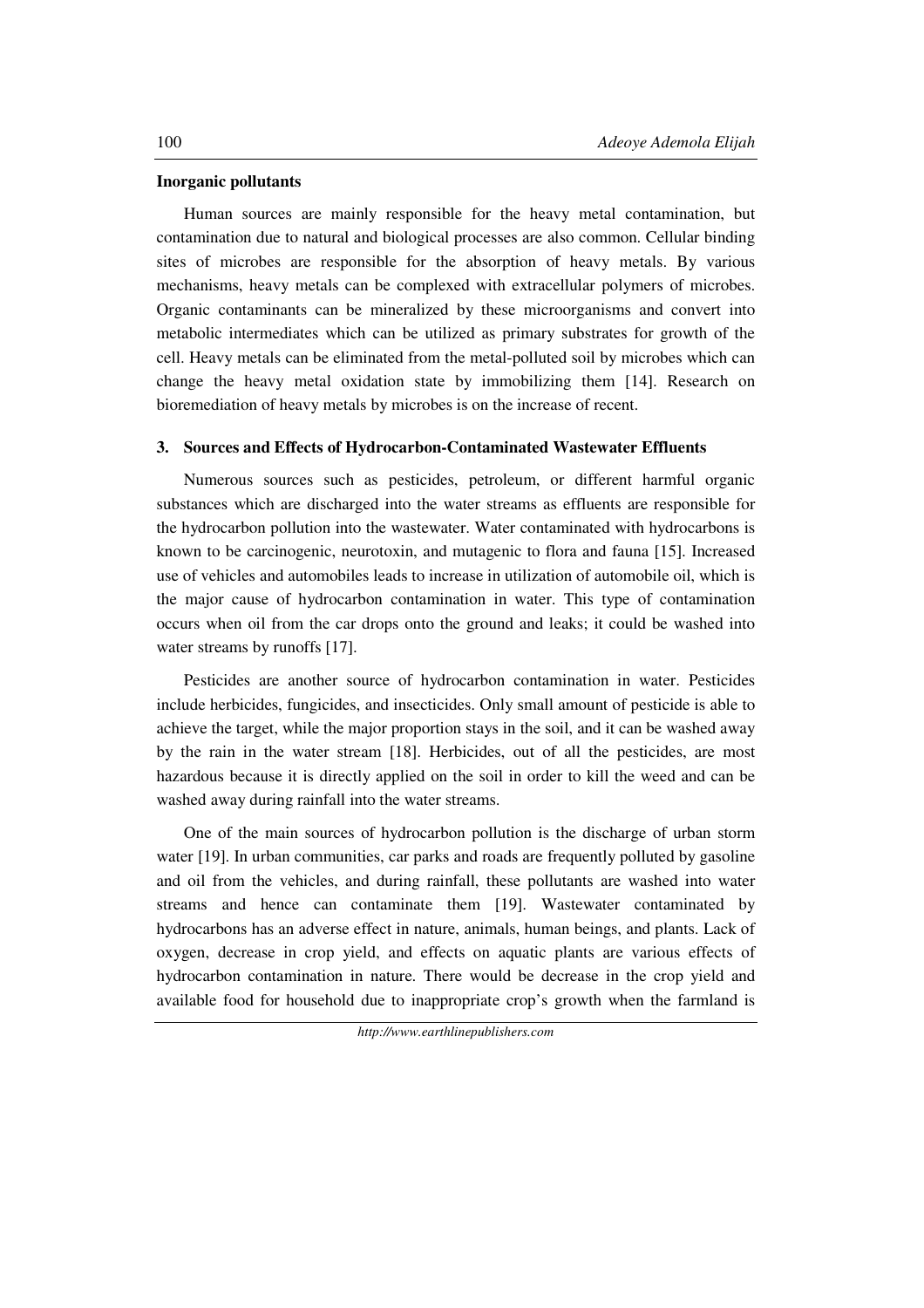**Inorganic pollutants**

Human sources are mainly responsible for the heavy metal contamination, but contamination due to natural and biological processes are also common. Cellular binding sites of microbes are responsible for the absorption of heavy metals. By various mechanisms, heavy metals can be complexed with extracellular polymers of microbes. Organic contaminants can be mineralized by these microorganisms and convert into metabolic intermediates which can be utilized as primary substrates for growth of the cell. Heavy metals can be eliminated from the metal-polluted soil by microbes which can change the heavy metal oxidation state by immobilizing them [14]. Research on bioremediation of heavy metals by microbes is on the increase of recent.

## 3. Sources and Effects of Hydrocarbon-Contaminated Wastewater Effluents

Numerous sources such as pesticides, petroleum, or different harmful organic substances which are discharged into the water streams as effluents are responsible for the hydrocarbon pollution into the wastewater. Water contaminated with hydrocarbons is known to be carcinogenic, neurotoxin, and mutagenic to flora and fauna [15]. Increased use of vehicles and automobiles leads to increase in utilization of automobile oil, which is the major cause of hydrocarbon contamination in water. This type of contamination occurs when oil from the car drops onto the ground and leaks; it could be washed into water streams by runoffs [17].

Pesticides are another source of hydrocarbon contamination in water. Pesticides include herbicides, fungicides, and insecticides. Only small amount of pesticide is able to achieve the target, while the major proportion stays in the soil, and it can be washed away by the rain in the water stream [18]. Herbicides, out of all the pesticides, are most hazardous because it is directly applied on the soil in order to kill the weed and can be washed away during rainfall into the water streams.

One of the main sources of hydrocarbon pollution is the discharge of urban storm water [19]. In urban communities, car parks and roads are frequently polluted by gasoline and oil from the vehicles, and during rainfall, these pollutants are washed into water streams and hence can contaminate them [19]. Wastewater contaminated by hydrocarbons has an adverse effect in nature, animals, human beings, and plants. Lack of oxygen, decrease in crop yield, and effects on aquatic plants are various effects of hydrocarbon contamination in nature. There would be decrease in the crop yield and available food for household due to inappropriate crop's growth when the farmland is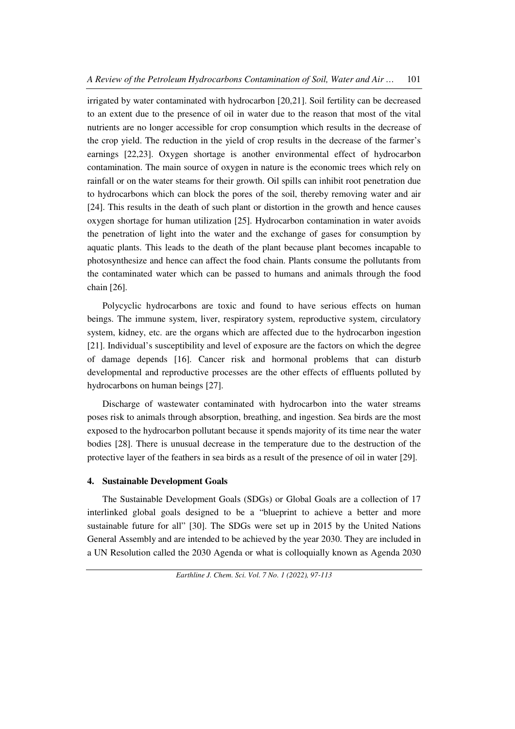irrigated by water contaminated with hydrocarbon [20,21]. Soil fertility can be decreased to an extent due to the presence of oil in water due to the reason that most of the vital nutrients are no longer accessible for crop consumption which results in the decrease of the crop yield. The reduction in the yield of crop results in the decrease of the farmer's earnings [22,23]. Oxygen shortage is another environmental effect of hydrocarbon contamination. The main source of oxygen in nature is the economic trees which rely on rainfall or on the water steams for their growth. Oil spills can inhibit root penetration due to hydrocarbons which can block the pores of the soil, thereby removing water and air [24]. This results in the death of such plant or distortion in the growth and hence causes oxygen shortage for human utilization [25]. Hydrocarbon contamination in water avoids the penetration of light into the water and the exchange of gases for consumption by aquatic plants. This leads to the death of the plant because plant becomes incapable to photosynthesize and hence can affect the food chain. Plants consume the pollutants from the contaminated water which can be passed to humans and animals through the food chain [26].

Polycyclic hydrocarbons are toxic and found to have serious effects on human beings. The immune system, liver, respiratory system, reproductive system, circulatory system, kidney, etc. are the organs which are affected due to the hydrocarbon ingestion [21]. Individual's susceptibility and level of exposure are the factors on which the degree of damage depends [16]. Cancer risk and hormonal problems that can disturb developmental and reproductive processes are the other effects of effluents polluted by hydrocarbons on human beings [27].

Discharge of wastewater contaminated with hydrocarbon into the water streams poses risk to animals through absorption, breathing, and ingestion. Sea birds are the most exposed to the hydrocarbon pollutant because it spends majority of its time near the water bodies [28]. There is unusual decrease in the temperature due to the destruction of the protective layer of the feathers in sea birds as a result of the presence of oil in water [29].

## 4. Sustainable Development Goals

The Sustainable Development Goals (SDGs) or Global Goals are a collection of 17 interlinked global goals designed to be a "blueprint to achieve a better and more sustainable future for all" [30]. The SDGs were set up in 2015 by the United Nations General Assembly and are intended to be achieved by the year 2030. They are included in a UN Resolution called the 2030 Agenda or what is colloquially known as Agenda 2030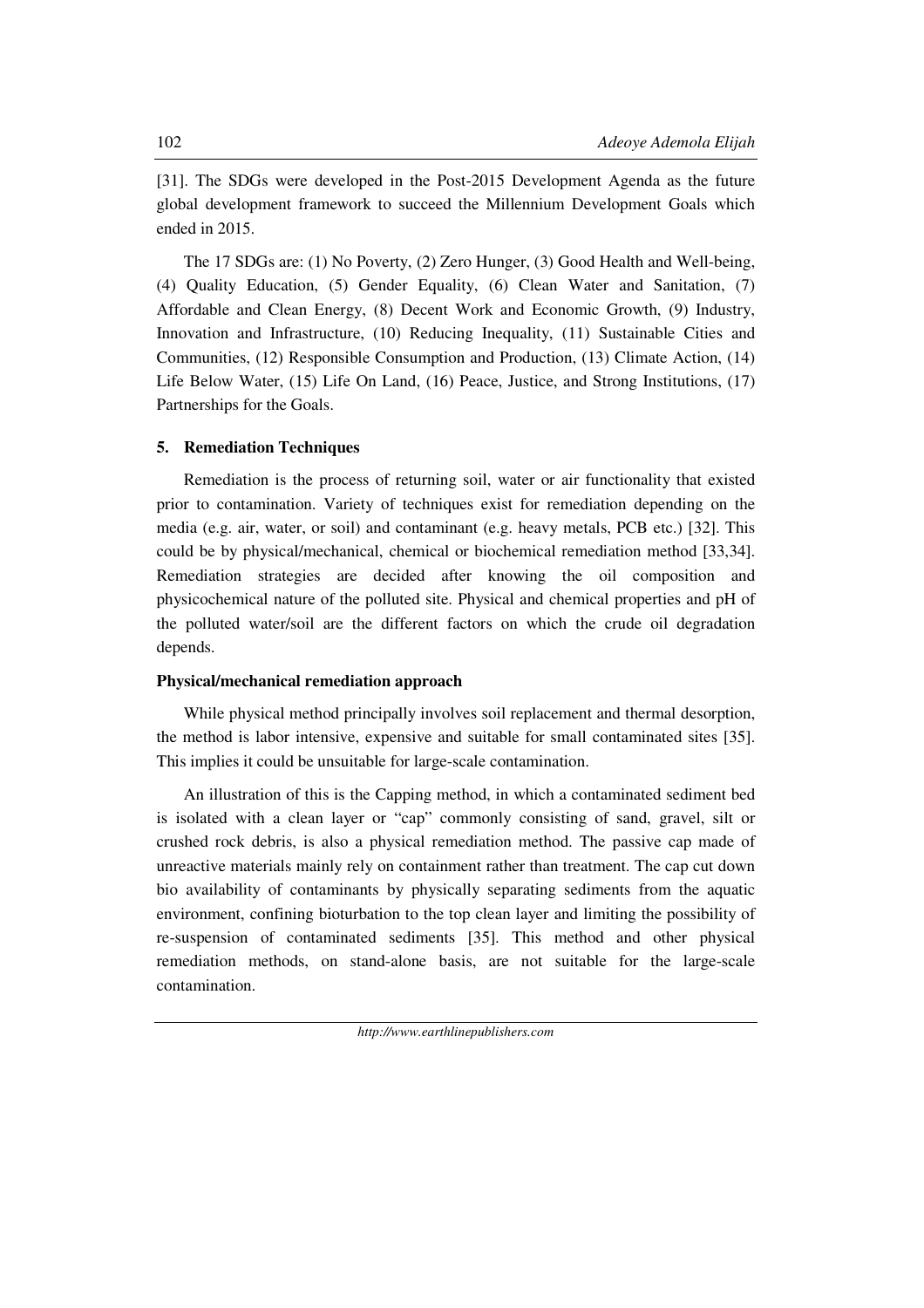[31]. The SDGs were developed in the Post-2015 Development Agenda as the future global development framework to succeed the Millennium Development Goals which ended in 2015.

The 17 SDGs are: (1) No Poverty, (2) Zero Hunger, (3) Good Health and Well-being, (4) Quality Education, (5) Gender Equality, (6) Clean Water and Sanitation, (7) Affordable and Clean Energy, (8) Decent Work and Economic Growth, (9) Industry, Innovation and Infrastructure, (10) Reducing Inequality, (11) Sustainable Cities and Communities, (12) Responsible Consumption and Production, (13) Climate Action, (14) Life Below Water, (15) Life On Land, (16) Peace, Justice, and Strong Institutions, (17) Partnerships for the Goals.

## 5. Remediation Techniques

Remediation is the process of returning soil, water or air functionality that existed prior to contamination. Variety of techniques exist for remediation depending on the media (e.g. air, water, or soil) and contaminant (e.g. heavy metals, PCB etc.) [32]. This could be by physical/mechanical, chemical or biochemical remediation method [33,34]. Remediation strategies are decided after knowing the oil composition and physicochemical nature of the polluted site. Physical and chemical properties and pH of the polluted water/soil are the different factors on which the crude oil degradation depends.

### Physical/mechanical remediation approach

While physical method principally involves soil replacement and thermal desorption, the method is labor intensive, expensive and suitable for small contaminated sites [35]. This implies it could be unsuitable for large-scale contamination.

An illustration of this is the Capping method, in which a contaminated sediment bed is isolated with a clean layer or "cap" commonly consisting of sand, gravel, silt or crushed rock debris, is also a physical remediation method. The passive cap made of unreactive materials mainly rely on containment rather than treatment. The cap cut down bio availability of contaminants by physically separating sediments from the aquatic environment, confining bioturbation to the top clean layer and limiting the possibility of re-suspension of contaminated sediments [35]. This method and other physical remediation methods, on stand-alone basis, are not suitable for the large-scale contamination.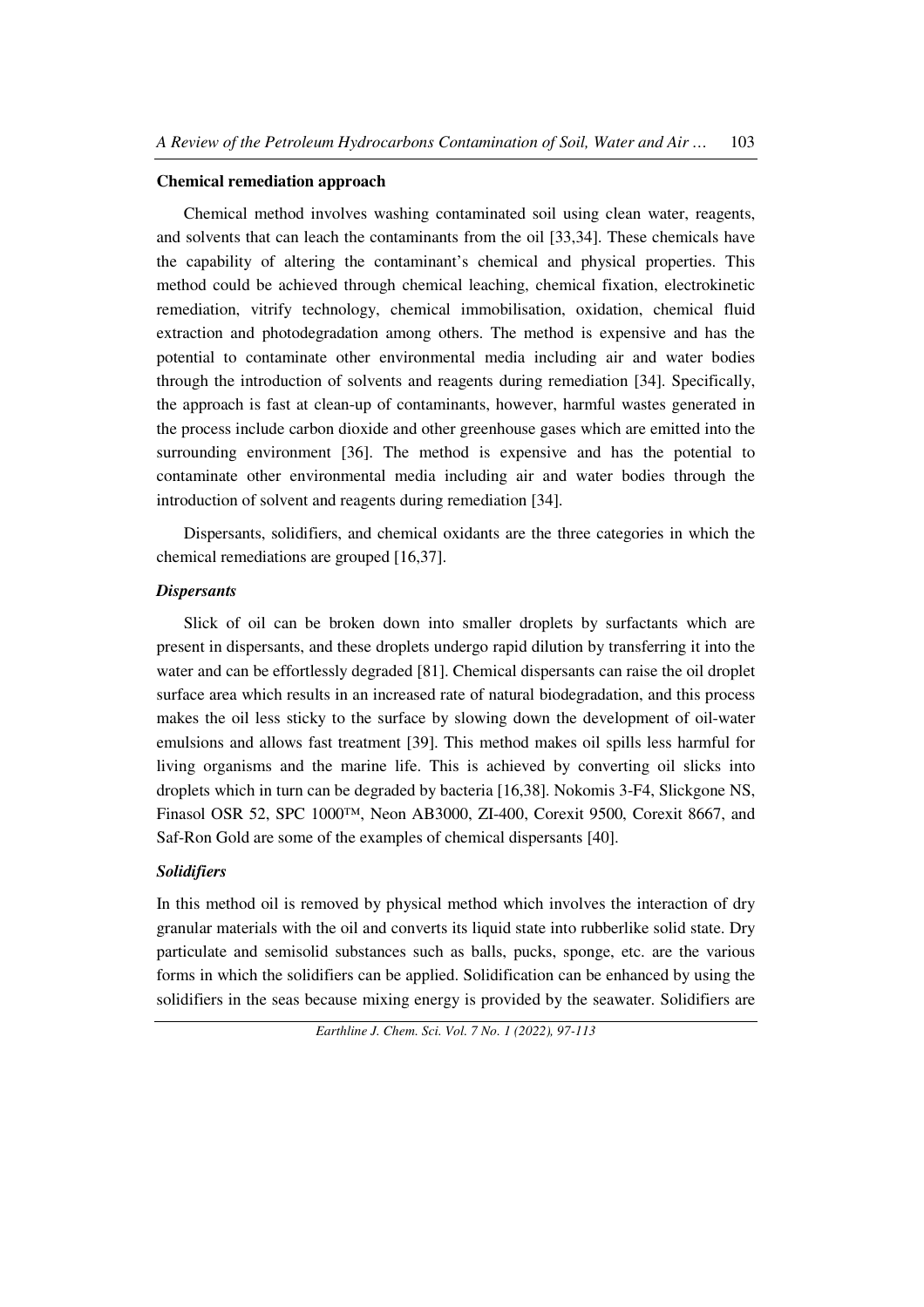**Chemical remediation approach**

Chemical method involves washing contaminated soil using clean water, reagents, and solvents that can leach the contaminants from the oil [33,34]. These chemicals have the capability of altering the contaminant's chemical and physical properties. This method could be achieved through chemical leaching, chemical fixation, electrokinetic remediation, vitrify technology, chemical immobilisation, oxidation, chemical fluid extraction and photodegradation among others. The method is expensive and has the potential to contaminate other environmental media including air and water bodies through the introduction of solvents and reagents during remediation [34]. Specifically, the approach is fast at clean-up of contaminants, however, harmful wastes generated in the process include carbon dioxide and other greenhouse gases which are emitted into the surrounding environment [36]. The method is expensive and has the potential to contaminate other environmental media including air and water bodies through the introduction of solvent and reagents during remediation [34].

Dispersants, solidifiers, and chemical oxidants are the three categories in which the chemical remediations are grouped [16,37].

***Dispersants***

Slick of oil can be broken down into smaller droplets by surfactants which are present in dispersants, and these droplets undergo rapid dilution by transferring it into the water and can be effortlessly degraded [81]. Chemical dispersants can raise the oil droplet surface area which results in an increased rate of natural biodegradation, and this process makes the oil less sticky to the surface by slowing down the development of oil-water emulsions and allows fast treatment [39]. This method makes oil spills less harmful for living organisms and the marine life. This is achieved by converting oil slicks into droplets which in turn can be degraded by bacteria [16,38]. Nokomis 3-F4, Slickgone NS, Finasol OSR 52, SPC 1000™, Neon AB3000, ZI-400, Corexit 9500, Corexit 8667, and Saf-Ron Gold are some of the examples of chemical dispersants [40].

***Solidifiers***

In this method oil is removed by physical method which involves the interaction of dry granular materials with the oil and converts its liquid state into rubberlike solid state. Dry particulate and semisolid substances such as balls, pucks, sponge, etc. are the various forms in which the solidifiers can be applied. Solidification can be enhanced by using the solidifiers in the seas because mixing energy is provided by the seawater. Solidifiers are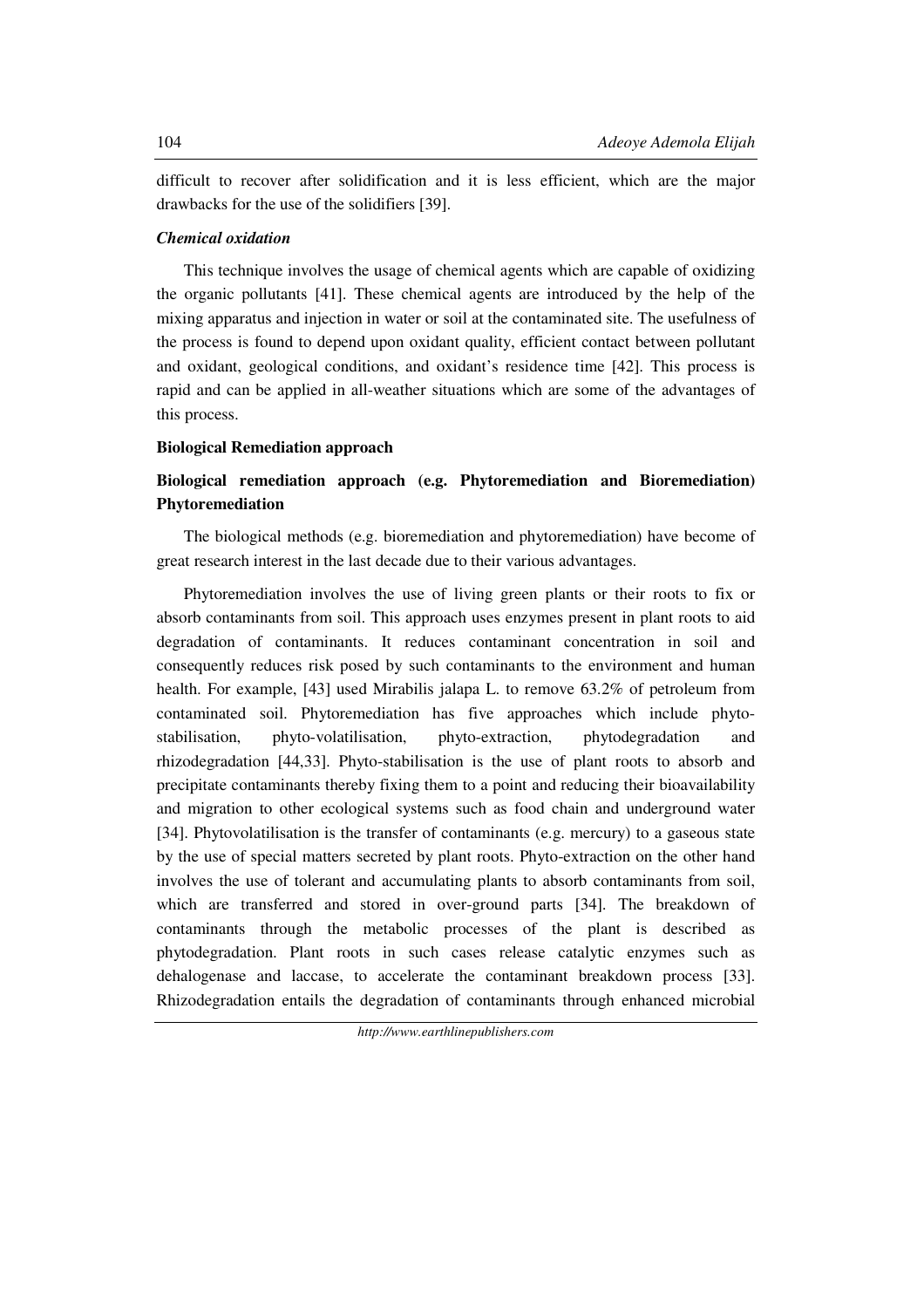difficult to recover after solidification and it is less efficient, which are the major drawbacks for the use of the solidifiers [39].

***Chemical oxidation***

This technique involves the usage of chemical agents which are capable of oxidizing the organic pollutants [41]. These chemical agents are introduced by the help of the mixing apparatus and injection in water or soil at the contaminated site. The usefulness of the process is found to depend upon oxidant quality, efficient contact between pollutant and oxidant, geological conditions, and oxidant's residence time [42]. This process is rapid and can be applied in all-weather situations which are some of the advantages of this process.

**Biological Remediation approach**

**Biological remediation approach (e.g. Phytoremediation and Bioremediation) Phytoremediation**

The biological methods (e.g. bioremediation and phytoremediation) have become of great research interest in the last decade due to their various advantages.

Phytoremediation involves the use of living green plants or their roots to fix or absorb contaminants from soil. This approach uses enzymes present in plant roots to aid degradation of contaminants. It reduces contaminant concentration in soil and consequently reduces risk posed by such contaminants to the environment and human health. For example, [43] used Mirabilis jalapa L. to remove 63.2% of petroleum from contaminated soil. Phytoremediation has five approaches which include phyto-stabilisation, phyto-volatilisation, phyto-extraction, phytodegradation and rhizodegradation [44,33]. Phyto-stabilisation is the use of plant roots to absorb and precipitate contaminants thereby fixing them to a point and reducing their bioavailability and migration to other ecological systems such as food chain and underground water [34]. Phytovolatilisation is the transfer of contaminants (e.g. mercury) to a gaseous state by the use of special matters secreted by plant roots. Phyto-extraction on the other hand involves the use of tolerant and accumulating plants to absorb contaminants from soil, which are transferred and stored in over-ground parts [34]. The breakdown of contaminants through the metabolic processes of the plant is described as phytodegradation. Plant roots in such cases release catalytic enzymes such as dehalogenase and laccase, to accelerate the contaminant breakdown process [33]. Rhizodegradation entails the degradation of contaminants through enhanced microbial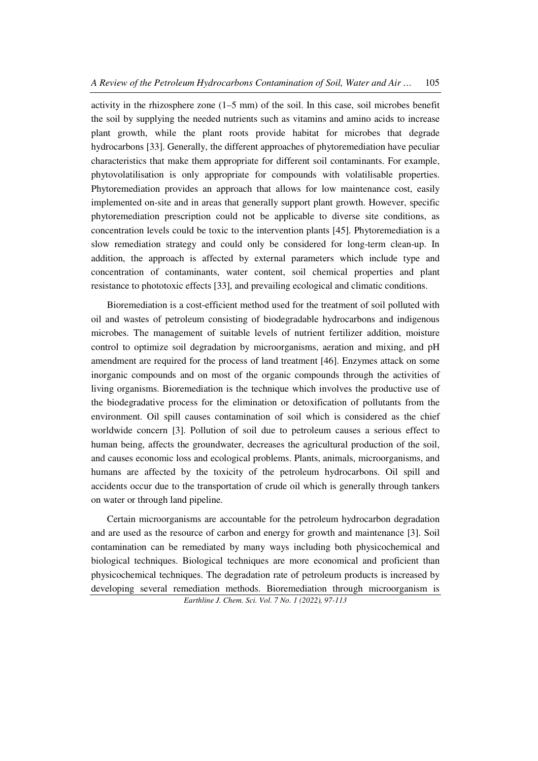activity in the rhizosphere zone (1–5 mm) of the soil. In this case, soil microbes benefit the soil by supplying the needed nutrients such as vitamins and amino acids to increase plant growth, while the plant roots provide habitat for microbes that degrade hydrocarbons [33]. Generally, the different approaches of phytoremediation have peculiar characteristics that make them appropriate for different soil contaminants. For example, phytovolatilisation is only appropriate for compounds with volatilisable properties. Phytoremediation provides an approach that allows for low maintenance cost, easily implemented on-site and in areas that generally support plant growth. However, specific phytoremediation prescription could not be applicable to diverse site conditions, as concentration levels could be toxic to the intervention plants [45]. Phytoremediation is a slow remediation strategy and could only be considered for long-term clean-up. In addition, the approach is affected by external parameters which include type and concentration of contaminants, water content, soil chemical properties and plant resistance to phototoxic effects [33], and prevailing ecological and climatic conditions.

Bioremediation is a cost-efficient method used for the treatment of soil polluted with oil and wastes of petroleum consisting of biodegradable hydrocarbons and indigenous microbes. The management of suitable levels of nutrient fertilizer addition, moisture control to optimize soil degradation by microorganisms, aeration and mixing, and pH amendment are required for the process of land treatment [46]. Enzymes attack on some inorganic compounds and on most of the organic compounds through the activities of living organisms. Bioremediation is the technique which involves the productive use of the biodegradative process for the elimination or detoxification of pollutants from the environment. Oil spill causes contamination of soil which is considered as the chief worldwide concern [3]. Pollution of soil due to petroleum causes a serious effect to human being, affects the groundwater, decreases the agricultural production of the soil, and causes economic loss and ecological problems. Plants, animals, microorganisms, and humans are affected by the toxicity of the petroleum hydrocarbons. Oil spill and accidents occur due to the transportation of crude oil which is generally through tankers on water or through land pipeline.

Certain microorganisms are accountable for the petroleum hydrocarbon degradation and are used as the resource of carbon and energy for growth and maintenance [3]. Soil contamination can be remediated by many ways including both physicochemical and biological techniques. Biological techniques are more economical and proficient than physicochemical techniques. The degradation rate of petroleum products is increased by developing several remediation methods. Bioremediation through microorganism is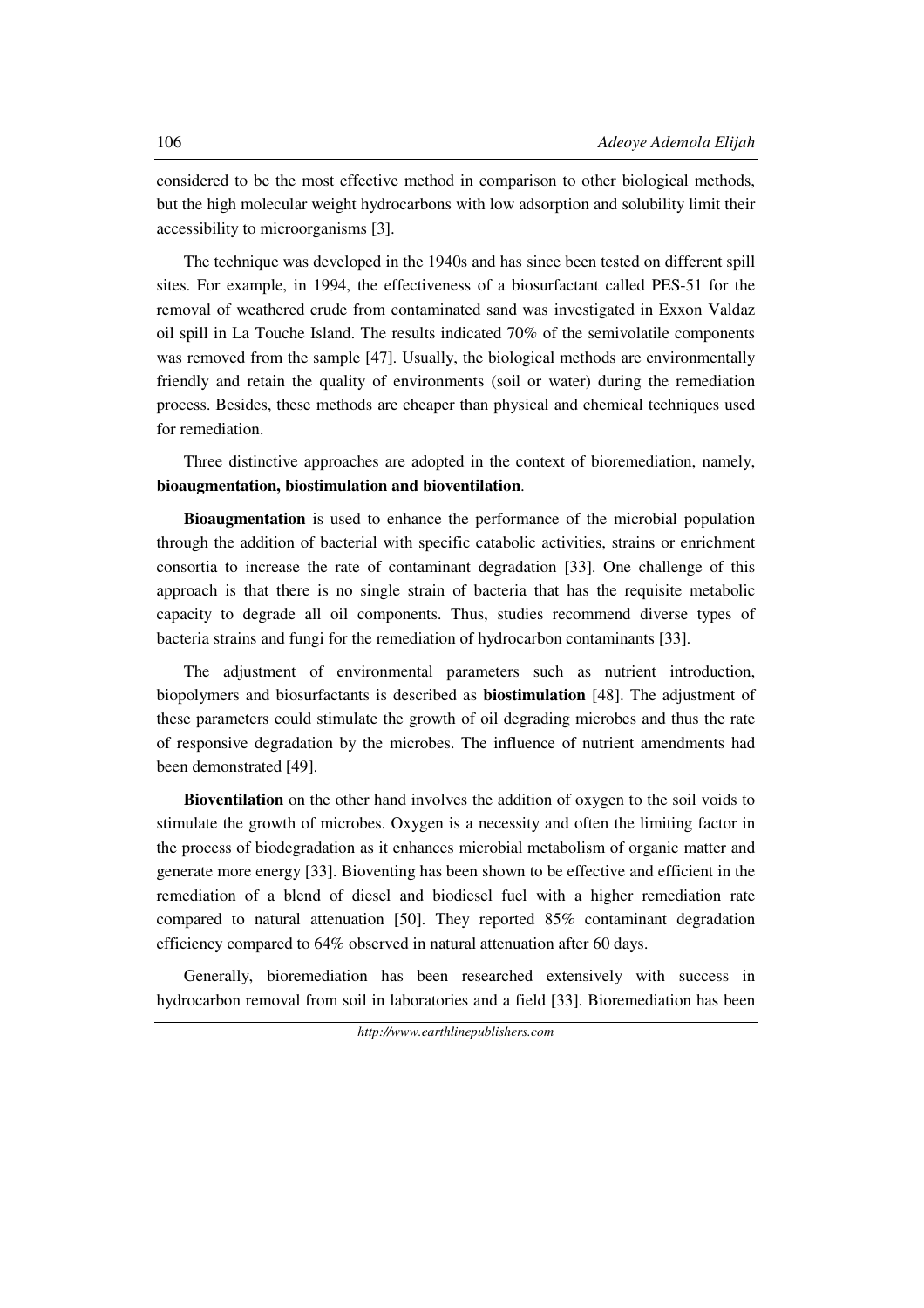considered to be the most effective method in comparison to other biological methods, but the high molecular weight hydrocarbons with low adsorption and solubility limit their accessibility to microorganisms [3].

The technique was developed in the 1940s and has since been tested on different spill sites. For example, in 1994, the effectiveness of a biosurfactant called PES-51 for the removal of weathered crude from contaminated sand was investigated in Exxon Valdaz oil spill in La Touche Island. The results indicated 70% of the semivolatile components was removed from the sample [47]. Usually, the biological methods are environmentally friendly and retain the quality of environments (soil or water) during the remediation process. Besides, these methods are cheaper than physical and chemical techniques used for remediation.

Three distinctive approaches are adopted in the context of bioremediation, namely, **bioaugmentation, biostimulation and bioventilation**.

**Bioaugmentation** is used to enhance the performance of the microbial population through the addition of bacterial with specific catabolic activities, strains or enrichment consortia to increase the rate of contaminant degradation [33]. One challenge of this approach is that there is no single strain of bacteria that has the requisite metabolic capacity to degrade all oil components. Thus, studies recommend diverse types of bacteria strains and fungi for the remediation of hydrocarbon contaminants [33].

The adjustment of environmental parameters such as nutrient introduction, biopolymers and biosurfactants is described as **biostimulation** [48]. The adjustment of these parameters could stimulate the growth of oil degrading microbes and thus the rate of responsive degradation by the microbes. The influence of nutrient amendments had been demonstrated [49].

**Bioventilation** on the other hand involves the addition of oxygen to the soil voids to stimulate the growth of microbes. Oxygen is a necessity and often the limiting factor in the process of biodegradation as it enhances microbial metabolism of organic matter and generate more energy [33]. Bioventing has been shown to be effective and efficient in the remediation of a blend of diesel and biodiesel fuel with a higher remediation rate compared to natural attenuation [50]. They reported 85% contaminant degradation efficiency compared to 64% observed in natural attenuation after 60 days.

Generally, bioremediation has been researched extensively with success in hydrocarbon removal from soil in laboratories and a field [33]. Bioremediation has been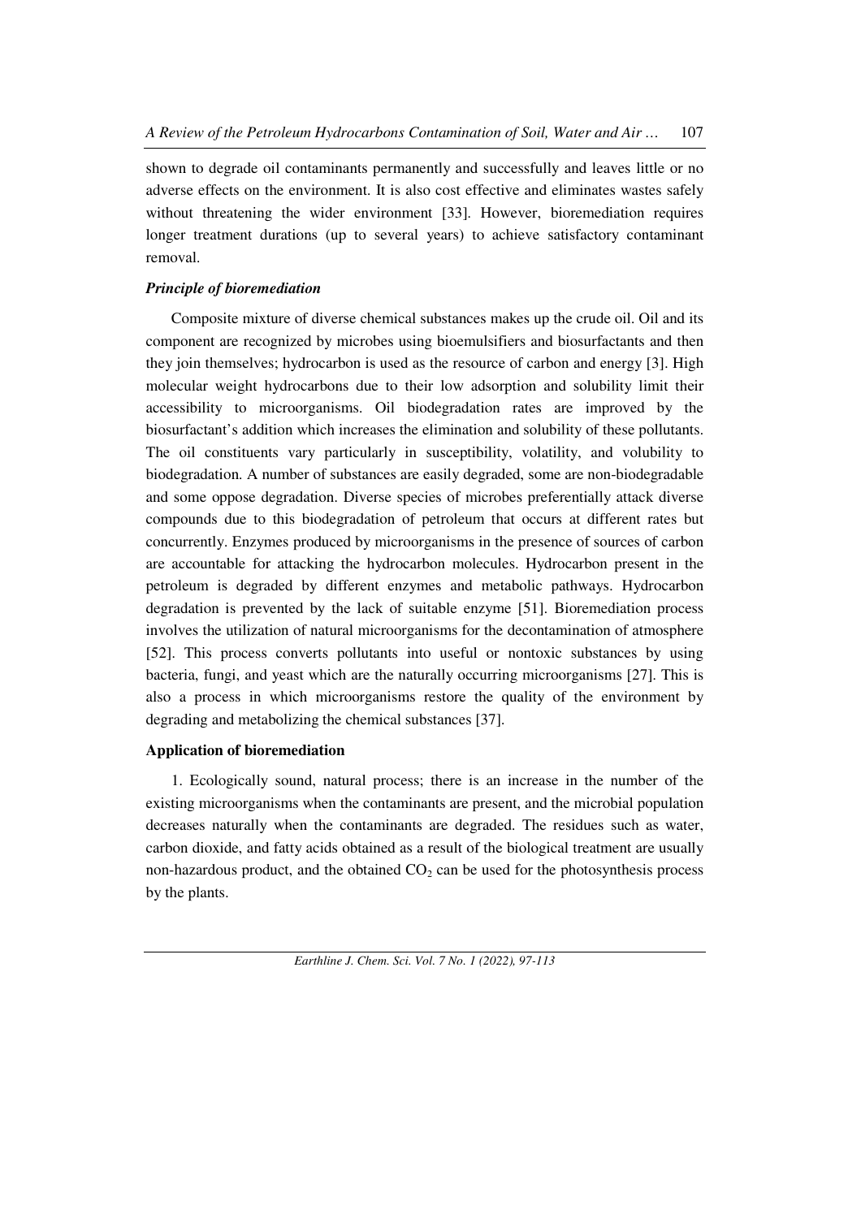shown to degrade oil contaminants permanently and successfully and leaves little or no adverse effects on the environment. It is also cost effective and eliminates wastes safely without threatening the wider environment [33]. However, bioremediation requires longer treatment durations (up to several years) to achieve satisfactory contaminant removal.

### *Principle of bioremediation*

Composite mixture of diverse chemical substances makes up the crude oil. Oil and its component are recognized by microbes using bioemulsifiers and biosurfactants and then they join themselves; hydrocarbon is used as the resource of carbon and energy [3]. High molecular weight hydrocarbons due to their low adsorption and solubility limit their accessibility to microorganisms. Oil biodegradation rates are improved by the biosurfactant's addition which increases the elimination and solubility of these pollutants. The oil constituents vary particularly in susceptibility, volatility, and volubility to biodegradation. A number of substances are easily degraded, some are non-biodegradable and some oppose degradation. Diverse species of microbes preferentially attack diverse compounds due to this biodegradation of petroleum that occurs at different rates but concurrently. Enzymes produced by microorganisms in the presence of sources of carbon are accountable for attacking the hydrocarbon molecules. Hydrocarbon present in the petroleum is degraded by different enzymes and metabolic pathways. Hydrocarbon degradation is prevented by the lack of suitable enzyme [51]. Bioremediation process involves the utilization of natural microorganisms for the decontamination of atmosphere [52]. This process converts pollutants into useful or nontoxic substances by using bacteria, fungi, and yeast which are the naturally occurring microorganisms [27]. This is also a process in which microorganisms restore the quality of the environment by degrading and metabolizing the chemical substances [37].

### **Application of bioremediation**

1. Ecologically sound, natural process; there is an increase in the number of the existing microorganisms when the contaminants are present, and the microbial population decreases naturally when the contaminants are degraded. The residues such as water, carbon dioxide, and fatty acids obtained as a result of the biological treatment are usually non-hazardous product, and the obtained $CO_2$ can be used for the photosynthesis process by the plants.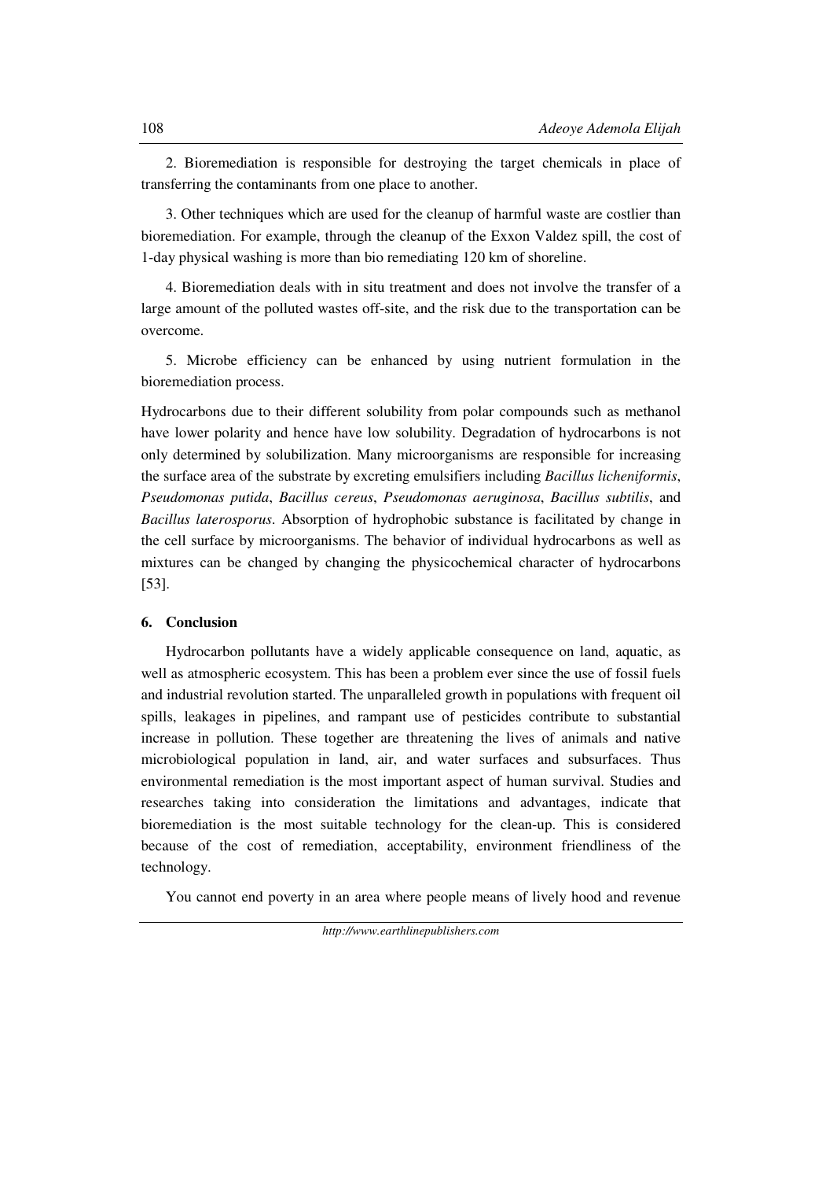2. Bioremediation is responsible for destroying the target chemicals in place of transferring the contaminants from one place to another.

3. Other techniques which are used for the cleanup of harmful waste are costlier than bioremediation. For example, through the cleanup of the Exxon Valdez spill, the cost of 1-day physical washing is more than bio remediating 120 km of shoreline.

4. Bioremediation deals with in situ treatment and does not involve the transfer of a large amount of the polluted wastes off-site, and the risk due to the transportation can be overcome.

5. Microbe efficiency can be enhanced by using nutrient formulation in the bioremediation process.

Hydrocarbons due to their different solubility from polar compounds such as methanol have lower polarity and hence have low solubility. Degradation of hydrocarbons is not only determined by solubilization. Many microorganisms are responsible for increasing the surface area of the substrate by excreting emulsifiers including *Bacillus licheniformis*, *Pseudomonas putida*, *Bacillus cereus*, *Pseudomonas aeruginosa*, *Bacillus subtilis*, and *Bacillus laterosporus*. Absorption of hydrophobic substance is facilitated by change in the cell surface by microorganisms. The behavior of individual hydrocarbons as well as mixtures can be changed by changing the physicochemical character of hydrocarbons [53].

## 6. Conclusion

Hydrocarbon pollutants have a widely applicable consequence on land, aquatic, as well as atmospheric ecosystem. This has been a problem ever since the use of fossil fuels and industrial revolution started. The unparalleled growth in populations with frequent oil spills, leakages in pipelines, and rampant use of pesticides contribute to substantial increase in pollution. These together are threatening the lives of animals and native microbiological population in land, air, and water surfaces and subsurfaces. Thus environmental remediation is the most important aspect of human survival. Studies and researches taking into consideration the limitations and advantages, indicate that bioremediation is the most suitable technology for the clean-up. This is considered because of the cost of remediation, acceptability, environment friendliness of the technology.

You cannot end poverty in an area where people means of lively hood and revenue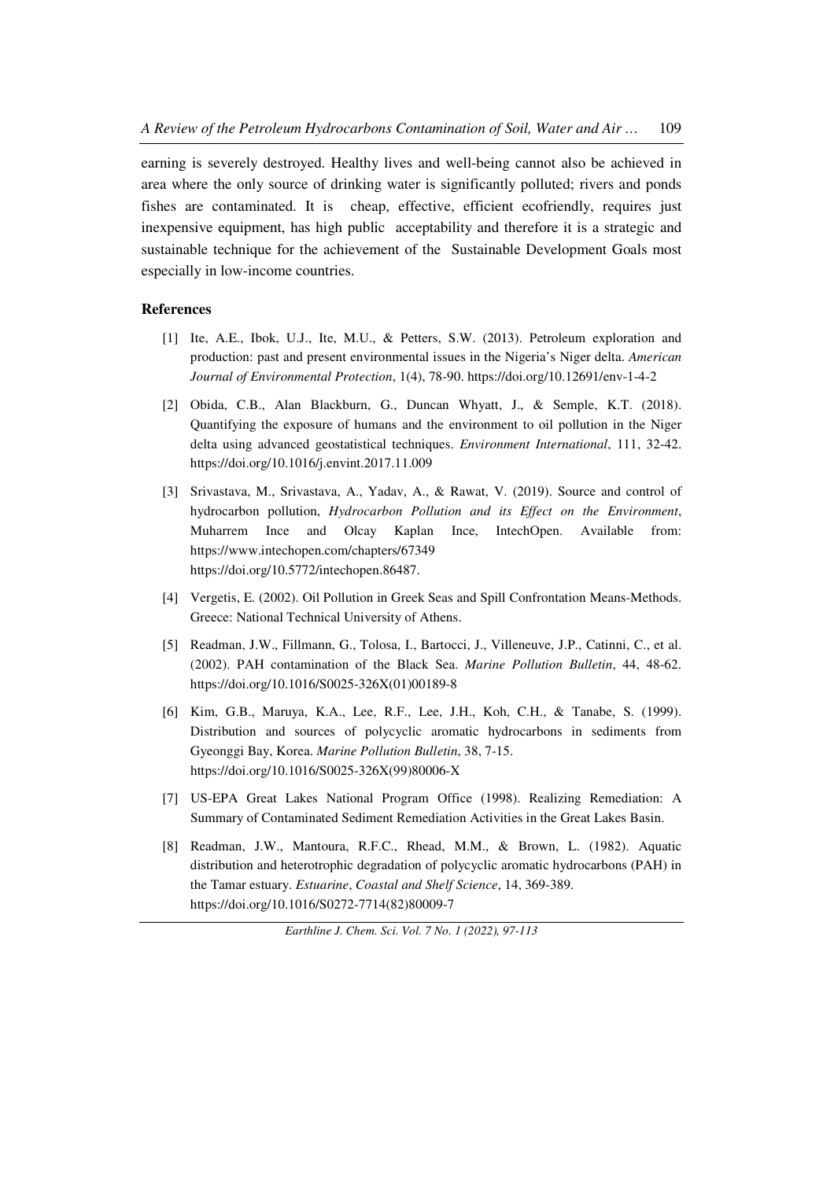earning is severely destroyed. Healthy lives and well-being cannot also be achieved in area where the only source of drinking water is significantly polluted; rivers and ponds fishes are contaminated. It is cheap, effective, efficient ecofriendly, requires just inexpensive equipment, has high public acceptability and therefore it is a strategic and sustainable technique for the achievement of the Sustainable Development Goals most especially in low-income countries.

## References

[1] Ite, A.E., Ibok, U.J., Ite, M.U., & Petters, S.W. (2013). Petroleum exploration and production: past and present environmental issues in the Nigeria's Niger delta. *American Journal of Environmental Protection*, 1(4), 78-90. https://doi.org/10.12691/env-1-4-2

[2] Obida, C.B., Alan Blackburn, G., Duncan Whyatt, J., & Semple, K.T. (2018). Quantifying the exposure of humans and the environment to oil pollution in the Niger delta using advanced geostatistical techniques. *Environment International*, 111, 32-42. https://doi.org/10.1016/j.envint.2017.11.009

[3] Srivastava, M., Srivastava, A., Yadav, A., & Rawat, V. (2019). Source and control of hydrocarbon pollution, *Hydrocarbon Pollution and its Effect on the Environment*, Muharrem Ince and Olcay Kaplan Ince, IntechOpen. Available from: https://www.intechopen.com/chapters/67349 https://doi.org/10.5772/intechopen.86487.

[4] Vergetis, E. (2002). Oil Pollution in Greek Seas and Spill Confrontation Means-Methods. Greece: National Technical University of Athens.

[5] Readman, J.W., Fillmann, G., Tolosa, I., Bartocci, J., Villeneuve, J.P., Catinni, C., et al. (2002). PAH contamination of the Black Sea. *Marine Pollution Bulletin*, 44, 48-62. https://doi.org/10.1016/S0025-326X(01)00189-8

[6] Kim, G.B., Maruya, K.A., Lee, R.F., Lee, J.H., Koh, C.H., & Tanabe, S. (1999). Distribution and sources of polycyclic aromatic hydrocarbons in sediments from Gyeonggi Bay, Korea. *Marine Pollution Bulletin*, 38, 7-15. https://doi.org/10.1016/S0025-326X(99)80006-X

[7] US-EPA Great Lakes National Program Office (1998). Realizing Remediation: A Summary of Contaminated Sediment Remediation Activities in the Great Lakes Basin.

[8] Readman, J.W., Mantoura, R.F.C., Rhead, M.M., & Brown, L. (1982). Aquatic distribution and heterotrophic degradation of polycyclic aromatic hydrocarbons (PAH) in the Tamar estuary. *Estuarine*, *Coastal and Shelf Science*, 14, 369-389. https://doi.org/10.1016/S0272-7714(82)80009-7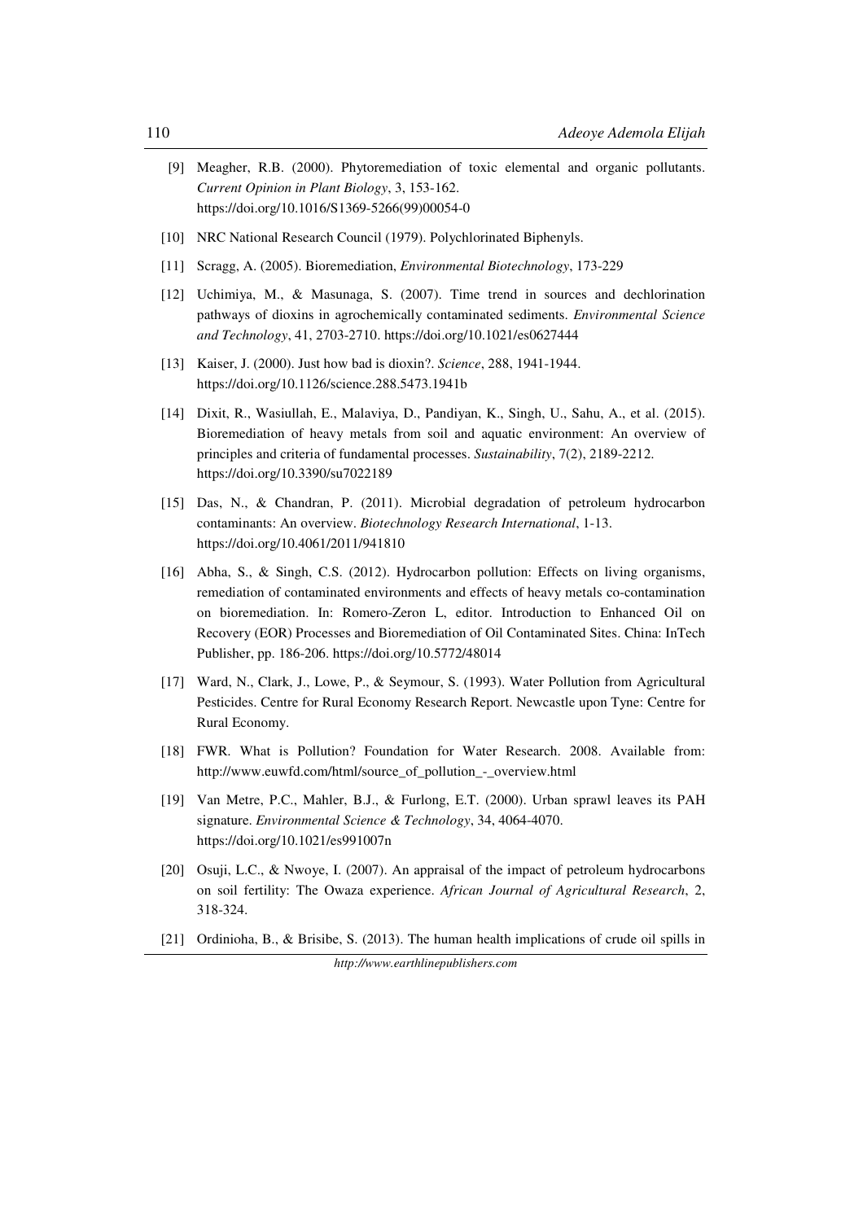[9] Meagher, R.B. (2000). Phytoremediation of toxic elemental and organic pollutants. *Current Opinion in Plant Biology*, 3, 153-162. https://doi.org/10.1016/S1369-5266(99)00054-0

[10] NRC National Research Council (1979). Polychlorinated Biphenyls.

[11] Scragg, A. (2005). Bioremediation, *Environmental Biotechnology*, 173-229

[12] Uchimiya, M., & Masunaga, S. (2007). Time trend in sources and dechlorination pathways of dioxins in agrochemically contaminated sediments. *Environmental Science and Technology*, 41, 2703-2710. https://doi.org/10.1021/es0627444

[13] Kaiser, J. (2000). Just how bad is dioxin?. *Science*, 288, 1941-1944. https://doi.org/10.1126/science.288.5473.1941b

[14] Dixit, R., Wasiullah, E., Malaviya, D., Pandiyan, K., Singh, U., Sahu, A., et al. (2015). Bioremediation of heavy metals from soil and aquatic environment: An overview of principles and criteria of fundamental processes. *Sustainability*, 7(2), 2189-2212. https://doi.org/10.3390/su7022189

[15] Das, N., & Chandran, P. (2011). Microbial degradation of petroleum hydrocarbon contaminants: An overview. *Biotechnology Research International*, 1-13. https://doi.org/10.4061/2011/941810

[16] Abha, S., & Singh, C.S. (2012). Hydrocarbon pollution: Effects on living organisms, remediation of contaminated environments and effects of heavy metals co-contamination on bioremediation. In: Romero-Zeron L, editor. Introduction to Enhanced Oil on Recovery (EOR) Processes and Bioremediation of Oil Contaminated Sites. China: InTech Publisher, pp. 186-206. https://doi.org/10.5772/48014

[17] Ward, N., Clark, J., Lowe, P., & Seymour, S. (1993). Water Pollution from Agricultural Pesticides. Centre for Rural Economy Research Report. Newcastle upon Tyne: Centre for Rural Economy.

[18] FWR. What is Pollution? Foundation for Water Research. 2008. Available from: http://www.euwfd.com/html/source_of_pollution_-_overview.html

[19] Van Metre, P.C., Mahler, B.J., & Furlong, E.T. (2000). Urban sprawl leaves its PAH signature. *Environmental Science & Technology*, 34, 4064-4070. https://doi.org/10.1021/es991007n

[20] Osuji, L.C., & Nwoye, I. (2007). An appraisal of the impact of petroleum hydrocarbons on soil fertility: The Owaza experience. *African Journal of Agricultural Research*, 2, 318-324.

[21] Ordinioha, B., & Brisibe, S. (2013). The human health implications of crude oil spills in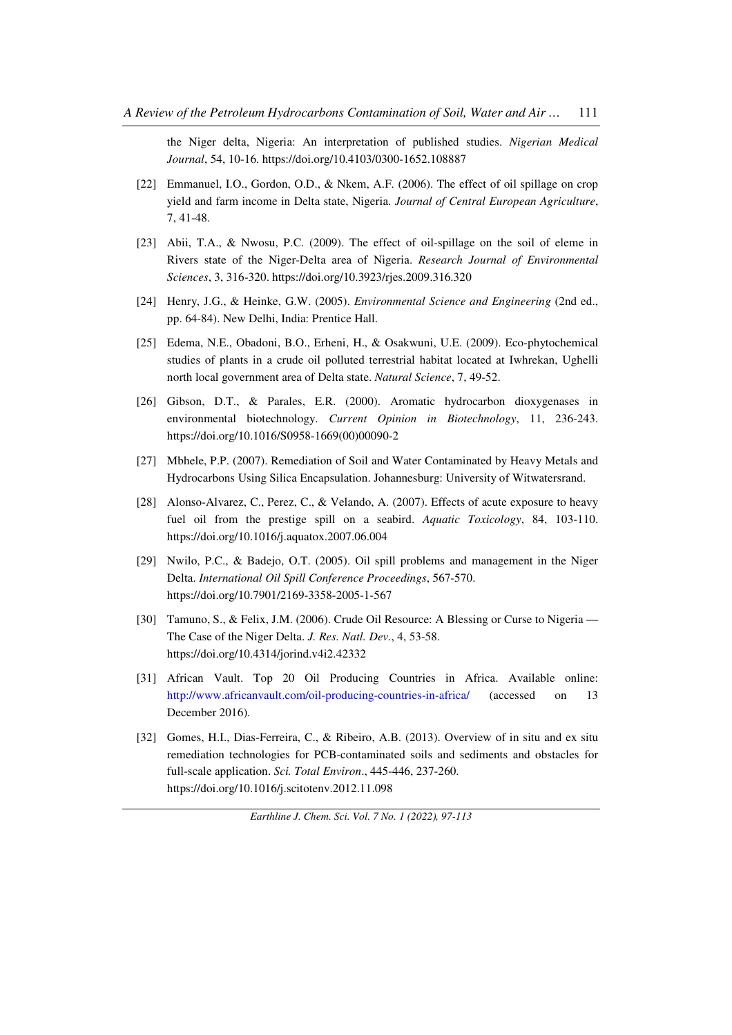the Niger delta, Nigeria: An interpretation of published studies. *Nigerian Medical Journal*, 54, 10-16. https://doi.org/10.4103/0300-1652.108887

[22] Emmanuel, I.O., Gordon, O.D., & Nkem, A.F. (2006). The effect of oil spillage on crop yield and farm income in Delta state, Nigeria. *Journal of Central European Agriculture*, 7, 41-48.

[23] Abii, T.A., & Nwosu, P.C. (2009). The effect of oil-spillage on the soil of eleme in Rivers state of the Niger-Delta area of Nigeria. *Research Journal of Environmental Sciences*, 3, 316-320. https://doi.org/10.3923/rjes.2009.316.320

[24] Henry, J.G., & Heinke, G.W. (2005). *Environmental Science and Engineering* (2nd ed., pp. 64-84). New Delhi, India: Prentice Hall.

[25] Edema, N.E., Obadoni, B.O., Erheni, H., & Osakwuni, U.E. (2009). Eco-phytochemical studies of plants in a crude oil polluted terrestrial habitat located at Iwhrekan, Ughelli north local government area of Delta state. *Natural Science*, 7, 49-52.

[26] Gibson, D.T., & Parales, E.R. (2000). Aromatic hydrocarbon dioxygenases in environmental biotechnology. *Current Opinion in Biotechnology*, 11, 236-243. https://doi.org/10.1016/S0958-1669(00)00090-2

[27] Mbhele, P.P. (2007). Remediation of Soil and Water Contaminated by Heavy Metals and Hydrocarbons Using Silica Encapsulation. Johannesburg: University of Witwatersrand.

[28] Alonso-Alvarez, C., Perez, C., & Velando, A. (2007). Effects of acute exposure to heavy fuel oil from the prestige spill on a seabird. *Aquatic Toxicology*, 84, 103-110. https://doi.org/10.1016/j.aquatox.2007.06.004

[29] Nwilo, P.C., & Badejo, O.T. (2005). Oil spill problems and management in the Niger Delta. *International Oil Spill Conference Proceedings*, 567-570. https://doi.org/10.7901/2169-3358-2005-1-567

[30] Tamuno, S., & Felix, J.M. (2006). Crude Oil Resource: A Blessing or Curse to Nigeria — The Case of the Niger Delta. *J. Res. Natl. Dev.*, 4, 53-58. https://doi.org/10.4314/jorind.v4i2.42332

[31] African Vault. Top 20 Oil Producing Countries in Africa. Available online: http://www.africanvault.com/oil-producing-countries-in-africa/ (accessed on 13 December 2016).

[32] Gomes, H.I., Dias-Ferreira, C., & Ribeiro, A.B. (2013). Overview of in situ and ex situ remediation technologies for PCB-contaminated soils and sediments and obstacles for full-scale application. *Sci. Total Environ*., 445-446, 237-260. https://doi.org/10.1016/j.scitotenv.2012.11.098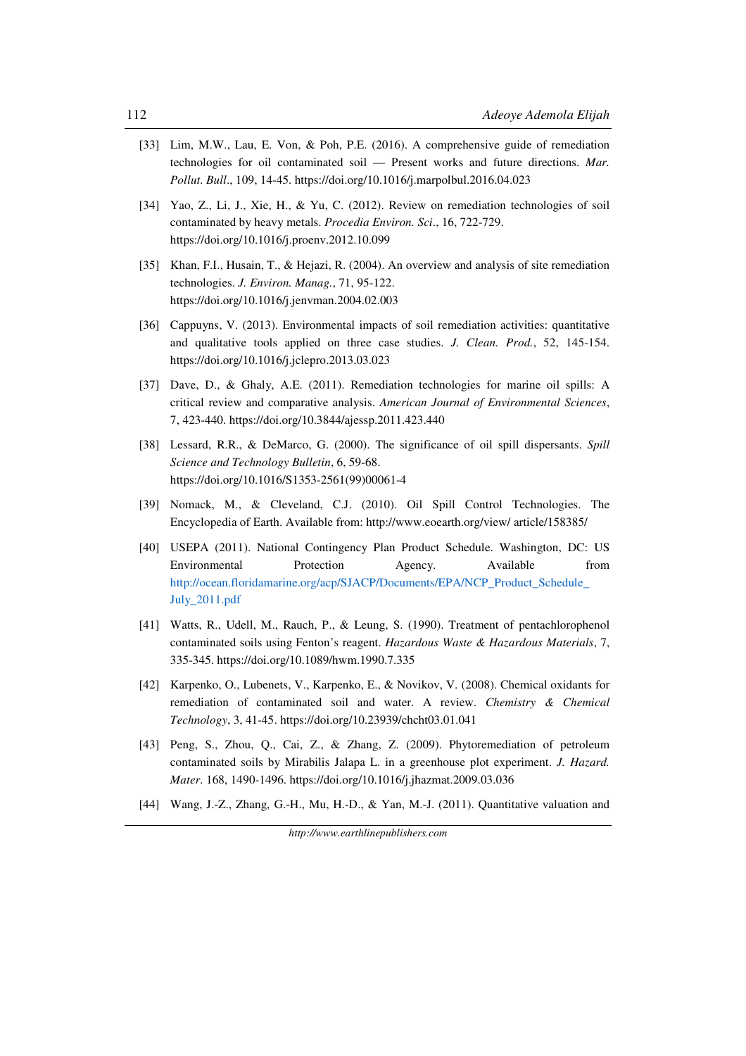[33] Lim, M.W., Lau, E. Von, & Poh, P.E. (2016). A comprehensive guide of remediation technologies for oil contaminated soil — Present works and future directions. *Mar. Pollut. Bull*., 109, 14-45. https://doi.org/10.1016/j.marpolbul.2016.04.023

[34] Yao, Z., Li, J., Xie, H., & Yu, C. (2012). Review on remediation technologies of soil contaminated by heavy metals. *Procedia Environ. Sci*., 16, 722-729. https://doi.org/10.1016/j.proenv.2012.10.099

[35] Khan, F.I., Husain, T., & Hejazi, R. (2004). An overview and analysis of site remediation technologies. *J. Environ. Manag*., 71, 95-122. https://doi.org/10.1016/j.jenvman.2004.02.003

[36] Cappuyns, V. (2013). Environmental impacts of soil remediation activities: quantitative and qualitative tools applied on three case studies. *J. Clean. Prod.*, 52, 145-154. https://doi.org/10.1016/j.jclepro.2013.03.023

[37] Dave, D., & Ghaly, A.E. (2011). Remediation technologies for marine oil spills: A critical review and comparative analysis. *American Journal of Environmental Sciences*, 7, 423-440. https://doi.org/10.3844/ajessp.2011.423.440

[38] Lessard, R.R., & DeMarco, G. (2000). The significance of oil spill dispersants. *Spill Science and Technology Bulletin*, 6, 59-68. https://doi.org/10.1016/S1353-2561(99)00061-4

[39] Nomack, M., & Cleveland, C.J. (2010). Oil Spill Control Technologies. The Encyclopedia of Earth. Available from: http://www.eoearth.org/view/ article/158385/

[40] USEPA (2011). National Contingency Plan Product Schedule. Washington, DC: US Environmental Protection Agency. Available from http://ocean.floridamarine.org/acp/SJACP/Documents/EPA/NCP_Product_Schedule_July_2011.pdf

[41] Watts, R., Udell, M., Rauch, P., & Leung, S. (1990). Treatment of pentachlorophenol contaminated soils using Fenton's reagent. *Hazardous Waste & Hazardous Materials*, 7, 335-345. https://doi.org/10.1089/hwm.1990.7.335

[42] Karpenko, O., Lubenets, V., Karpenko, E., & Novikov, V. (2008). Chemical oxidants for remediation of contaminated soil and water. A review. *Chemistry & Chemical Technology*, 3, 41-45. https://doi.org/10.23939/chcht03.01.041

[43] Peng, S., Zhou, Q., Cai, Z., & Zhang, Z. (2009). Phytoremediation of petroleum contaminated soils by Mirabilis Jalapa L. in a greenhouse plot experiment. *J. Hazard. Mater*. 168, 1490-1496. https://doi.org/10.1016/j.jhazmat.2009.03.036

[44] Wang, J.-Z., Zhang, G.-H., Mu, H.-D., & Yan, M.-J. (2011). Quantitative valuation and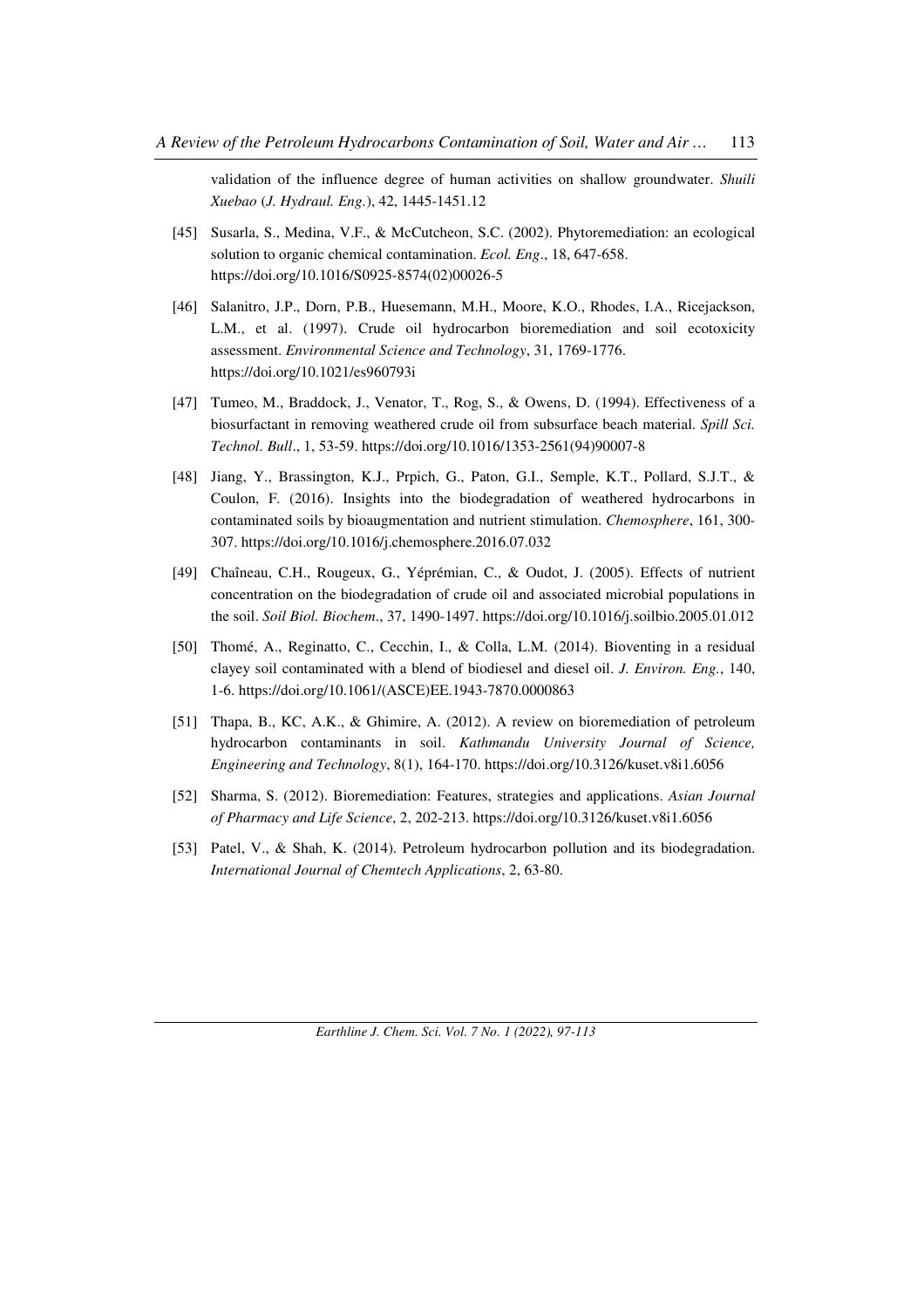validation of the influence degree of human activities on shallow groundwater. *Shuili Xuebao* (*J. Hydraul. Eng.*), 42, 1445-1451.12

[45] Susarla, S., Medina, V.F., & McCutcheon, S.C. (2002). Phytoremediation: an ecological solution to organic chemical contamination. *Ecol. Eng*., 18, 647-658. https://doi.org/10.1016/S0925-8574(02)00026-5

[46] Salanitro, J.P., Dorn, P.B., Huesemann, M.H., Moore, K.O., Rhodes, I.A., Ricejackson, L.M., et al. (1997). Crude oil hydrocarbon bioremediation and soil ecotoxicity assessment. *Environmental Science and Technology*, 31, 1769-1776. https://doi.org/10.1021/es960793i

[47] Tumeo, M., Braddock, J., Venator, T., Rog, S., & Owens, D. (1994). Effectiveness of a biosurfactant in removing weathered crude oil from subsurface beach material. *Spill Sci. Technol. Bull*., 1, 53-59. https://doi.org/10.1016/1353-2561(94)90007-8

[48] Jiang, Y., Brassington, K.J., Prpich, G., Paton, G.I., Semple, K.T., Pollard, S.J.T., & Coulon, F. (2016). Insights into the biodegradation of weathered hydrocarbons in contaminated soils by bioaugmentation and nutrient stimulation. *Chemosphere*, 161, 300-307. https://doi.org/10.1016/j.chemosphere.2016.07.032

[49] Chaîneau, C.H., Rougeux, G., Yéprémian, C., & Oudot, J. (2005). Effects of nutrient concentration on the biodegradation of crude oil and associated microbial populations in the soil. *Soil Biol. Biochem*., 37, 1490-1497. https://doi.org/10.1016/j.soilbio.2005.01.012

[50] Thomé, A., Reginatto, C., Cecchin, I., & Colla, L.M. (2014). Bioventing in a residual clayey soil contaminated with a blend of biodiesel and diesel oil. *J. Environ. Eng.*, 140, 1-6. https://doi.org/10.1061/(ASCE)EE.1943-7870.0000863

[51] Thapa, B., KC, A.K., & Ghimire, A. (2012). A review on bioremediation of petroleum hydrocarbon contaminants in soil. *Kathmandu University Journal of Science, Engineering and Technology*, 8(1), 164-170. https://doi.org/10.3126/kuset.v8i1.6056

[52] Sharma, S. (2012). Bioremediation: Features, strategies and applications. *Asian Journal of Pharmacy and Life Science*, 2, 202-213. https://doi.org/10.3126/kuset.v8i1.6056

[53] Patel, V., & Shah, K. (2014). Petroleum hydrocarbon pollution and its biodegradation. *International Journal of Chemtech Applications*, 2, 63-80.